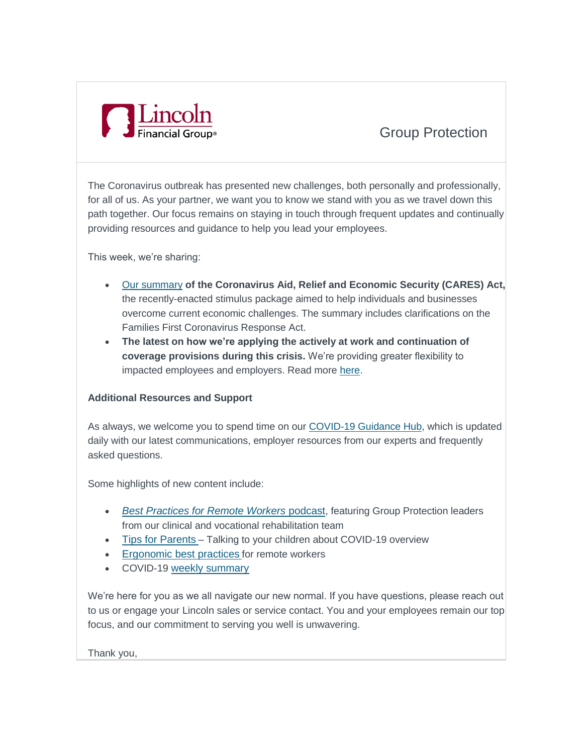Lincoln Financial Group®

Group Protection

The Coronavirus outbreak has presented new challenges, both personally and professionally, for all of us. As your partner, we want you to know we stand with you as we travel down this path together. Our focus remains on staying in touch through frequent updates and continually providing resources and guidance to help you lead your employees.

This week, we're sharing:

- Our summary **of the Coronavirus Aid, Relief and Economic Security (CARES) Act,** the recently-enacted stimulus package aimed to help individuals and businesses overcome current economic challenges. The summary includes clarifications on the Families First Coronavirus Response Act.
- **The latest on how we're applying the actively at work and continuation of coverage provisions during this crisis.** We're providing greater flexibility to impacted employees and employers. Read more here.

**Additional Resources and Support**

As always, we welcome you to spend time on our COVID-19 Guidance Hub, which is updated daily with our latest communications, employer resources from our experts and frequently asked questions.

Some highlights of new content include:

- *Best Practices for Remote Workers* podcast, featuring Group Protection leaders from our clinical and vocational rehabilitation team
- Tips for Parents – Talking to your children about COVID-19 overview
- Ergonomic best practices for remote workers
- COVID-19 weekly summary

We're here for you as we all navigate our new normal. If you have questions, please reach out to us or engage your Lincoln sales or service contact. You and your employees remain our top focus, and our commitment to serving you well is unwavering.

Thank you,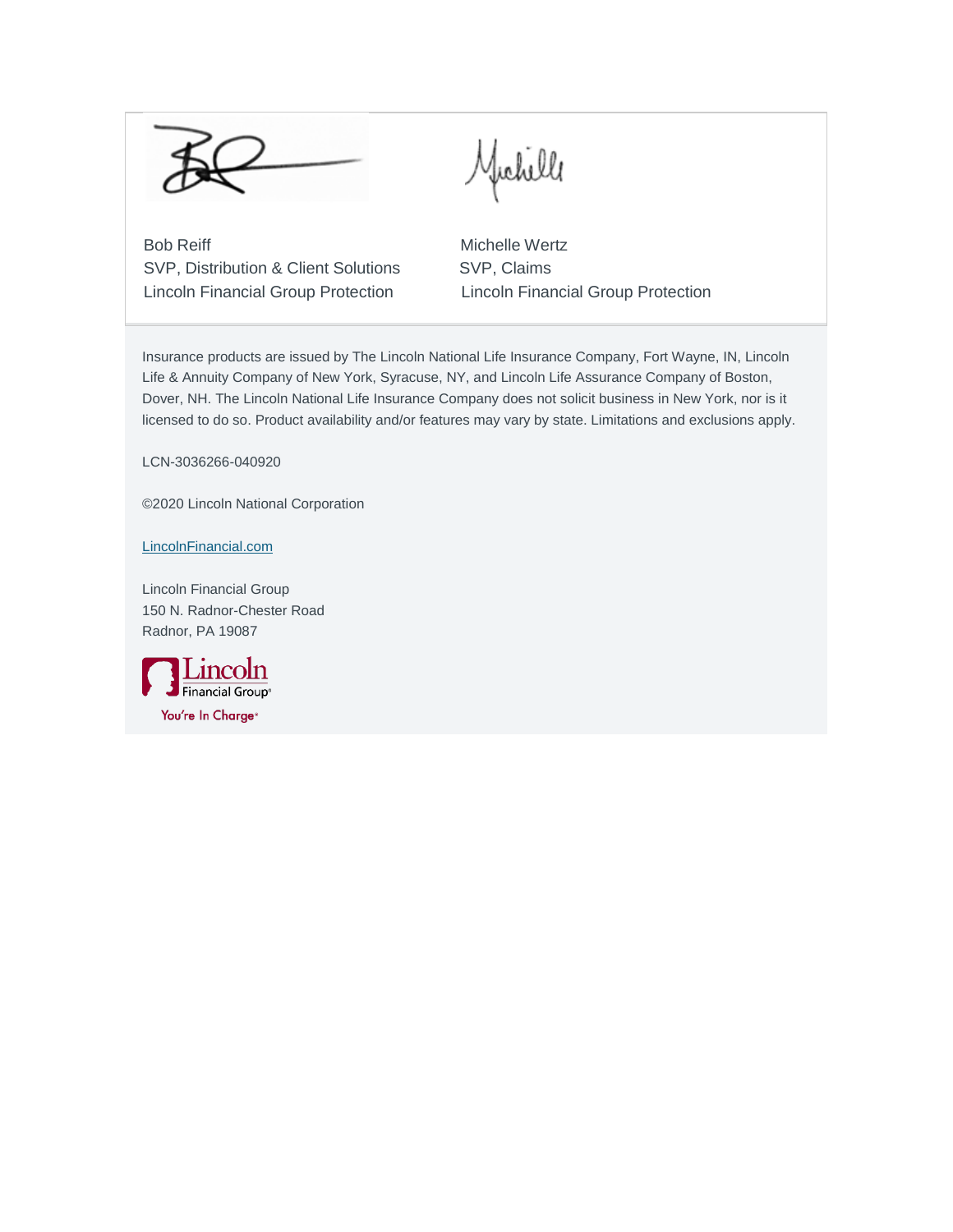Bob Reiff
SVP, Distribution & Client Solutions
Lincoln Financial Group Protection

Michelle Wertz
SVP, Claims
Lincoln Financial Group Protection

Insurance products are issued by The Lincoln National Life Insurance Company, Fort Wayne, IN, Lincoln Life & Annuity Company of New York, Syracuse, NY, and Lincoln Life Assurance Company of Boston, Dover, NH. The Lincoln National Life Insurance Company does not solicit business in New York, nor is it licensed to do so. Product availability and/or features may vary by state. Limitations and exclusions apply.

LCN-3036266-040920

©2020 Lincoln National Corporation

LincolnFinancial.com

Lincoln Financial Group
150 N. Radnor-Chester Road
Radnor, PA 19087

Lincoln Financial Group®
You're In Charge®